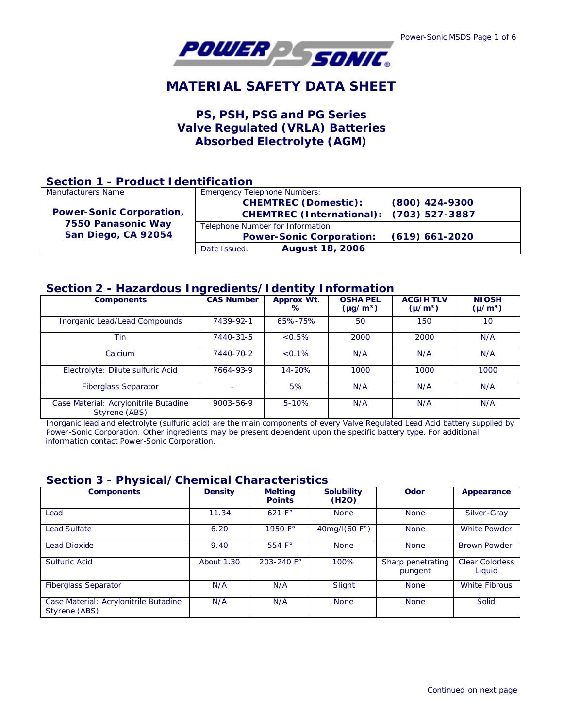# MATERIAL SAFETY DATA SHEET

## PS, PSH, PSG and PG Series
## Valve Regulated (VRLA) Batteries
## Absorbed Electrolyte (AGM)

## Section 1 - Product Identification

| Manufacturers Name | Emergency Telephone Numbers: | |
|---|---|---|
| **Power-Sonic Corporation,** **7550 Panasonic Way** **San Diego, CA 92054** | **CHEMTREC (Domestic):** | **(800) 424-9300** |
| | **CHEMTREC (International):** | **(703) 527-3887** |
| | Telephone Number for Information | |
| | **Power-Sonic Corporation:** | **(619) 661-2020** |
| | Date Issued: **August 18, 2006** | |

## Section 2 - Hazardous Ingredients/Identity Information

| Components | CAS Number | Approx Wt. % | OSHA PEL (μg/m³) | ACGIH TLV (μ/m³) | NIOSH (μ/m³) |
|---|---|---|---|---|---|
| Inorganic Lead/Lead Compounds | 7439-92-1 | 65%-75% | 50 | 150 | 10 |
| Tin | 7440-31-5 | <0.5% | 2000 | 2000 | N/A |
| Calcium | 7440-70-2 | <0.1% | N/A | N/A | N/A |
| Electrolyte: Dilute sulfuric Acid | 7664-93-9 | 14-20% | 1000 | 1000 | 1000 |
| Fiberglass Separator | - | 5% | N/A | N/A | N/A |
| Case Material: Acrylonitrile Butadine Styrene (ABS) | 9003-56-9 | 5-10% | N/A | N/A | N/A |

Inorganic lead and electrolyte (sulfuric acid) are the main components of every Valve Regulated Lead Acid battery supplied by Power-Sonic Corporation. Other ingredients may be present dependent upon the specific battery type. For additional information contact Power-Sonic Corporation.

## Section 3 - Physical/Chemical Characteristics

| Components | Density | Melting Points | Solubility (H2O) | Odor | Appearance |
|---|---|---|---|---|---|
| Lead | 11.34 | 621 F° | None | None | Silver-Gray |
| Lead Sulfate | 6.20 | 1950 F° | 40mg/l(60 F°) | None | White Powder |
| Lead Dioxide | 9.40 | 554 F° | None | None | Brown Powder |
| Sulfuric Acid | About 1.30 | 203-240 F° | 100% | Sharp penetrating pungent | Clear Colorless Liquid |
| Fiberglass Separator | N/A | N/A | Slight | None | White Fibrous |
| Case Material: Acrylonitrile Butadine Styrene (ABS) | N/A | N/A | None | None | Solid |

Continued on next page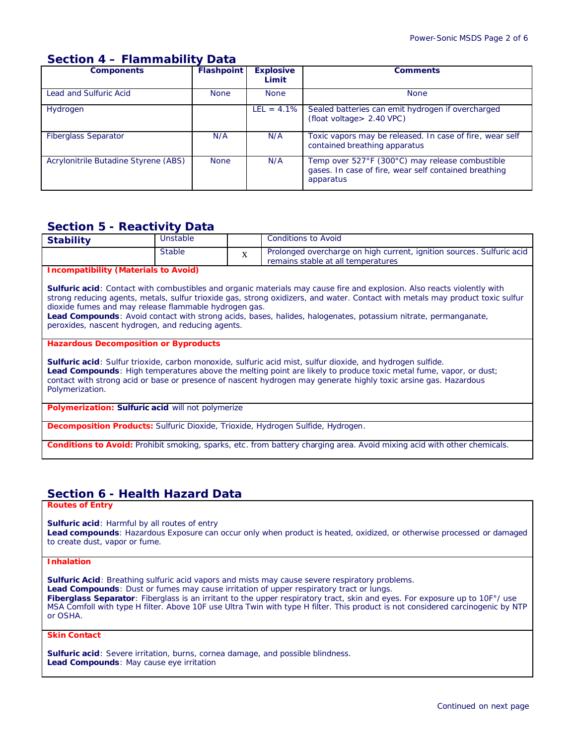## Section 4 – Flammability Data

| Components | Flashpoint | Explosive Limit | Comments |
|---|---|---|---|
| Lead and Sulfuric Acid | None | None | None |
| Hydrogen | | LEL = 4.1% | Sealed batteries can emit hydrogen if overcharged (float voltage> 2.40 VPC) |
| Fiberglass Separator | N/A | N/A | Toxic vapors may be released. In case of fire, wear self contained breathing apparatus |
| Acrylonitrile Butadine Styrene (ABS) | None | N/A | Temp over 527°F (300°C) may release combustible gases. In case of fire, wear self contained breathing apparatus |

## Section 5 - Reactivity Data

| Stability | Unstable | | Conditions to Avoid |
|---|---|---|---|
| | Stable | x | Prolonged overcharge on high current, ignition sources. Sulfuric acid remains stable at all temperatures |

**Incompatibility (Materials to Avoid)**

**Sulfuric acid**: Contact with combustibles and organic materials may cause fire and explosion. Also reacts violently with strong reducing agents, metals, sulfur trioxide gas, strong oxidizers, and water. Contact with metals may product toxic sulfur dioxide fumes and may release flammable hydrogen gas.
**Lead Compounds**: Avoid contact with strong acids, bases, halides, halogenates, potassium nitrate, permanganate, peroxides, nascent hydrogen, and reducing agents.

**Hazardous Decomposition or Byproducts**

**Sulfuric acid**: Sulfur trioxide, carbon monoxide, sulfuric acid mist, sulfur dioxide, and hydrogen sulfide.
**Lead Compounds**: High temperatures above the melting point are likely to produce toxic metal fume, vapor, or dust; contact with strong acid or base or presence of nascent hydrogen may generate highly toxic arsine gas. Hazardous Polymerization.

**Polymerization:** **Sulfuric acid** will not polymerize

**Decomposition Products:** Sulfuric Dioxide, Trioxide, Hydrogen Sulfide, Hydrogen.

**Conditions to Avoid:** Prohibit smoking, sparks, etc. from battery charging area. Avoid mixing acid with other chemicals.

## Section 6 - Health Hazard Data

**Routes of Entry**

**Sulfuric acid**: Harmful by all routes of entry
**Lead compounds**: Hazardous Exposure can occur only when product is heated, oxidized, or otherwise processed or damaged to create dust, vapor or fume.

**Inhalation**

**Sulfuric Acid**: Breathing sulfuric acid vapors and mists may cause severe respiratory problems.
**Lead Compounds**: Dust or fumes may cause irritation of upper respiratory tract or lungs.
**Fiberglass Separator**: Fiberglass is an irritant to the upper respiratory tract, skin and eyes. For exposure up to 10F°/ use MSA Comfoll with type H filter. Above 10F use Ultra Twin with type H filter. This product is not considered carcinogenic by NTP or OSHA.

**Skin Contact**

**Sulfuric acid**: Severe irritation, burns, cornea damage, and possible blindness.
**Lead Compounds**: May cause eye irritation

Continued on next page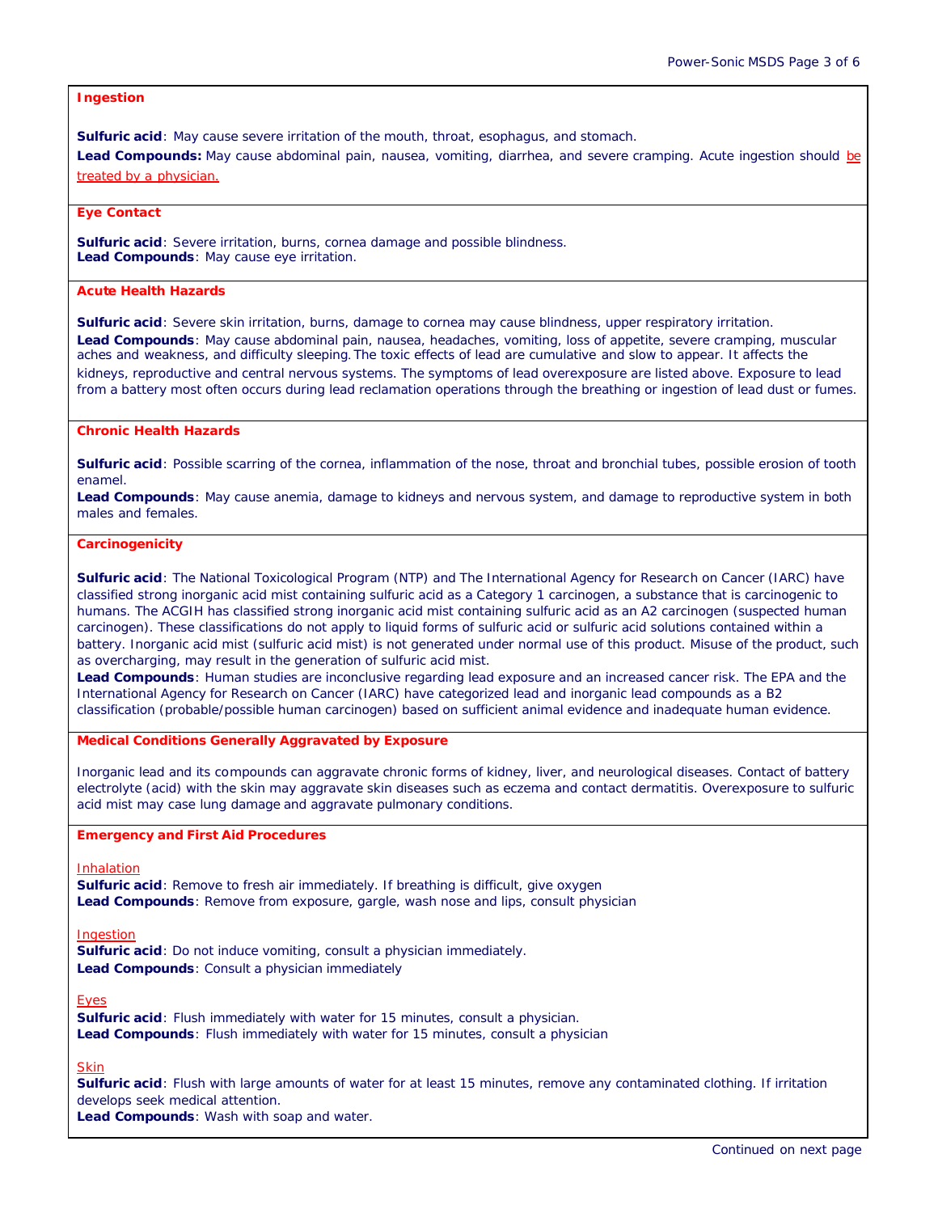### Ingestion

**Sulfuric acid**: May cause severe irritation of the mouth, throat, esophagus, and stomach.

**Lead Compounds:** May cause abdominal pain, nausea, vomiting, diarrhea, and severe cramping. Acute ingestion should be treated by a physician.

### Eye Contact

**Sulfuric acid**: Severe irritation, burns, cornea damage and possible blindness.
**Lead Compounds**: May cause eye irritation.

### Acute Health Hazards

**Sulfuric acid**: Severe skin irritation, burns, damage to cornea may cause blindness, upper respiratory irritation.
**Lead Compounds**: May cause abdominal pain, nausea, headaches, vomiting, loss of appetite, severe cramping, muscular aches and weakness, and difficulty sleeping. The toxic effects of lead are cumulative and slow to appear. It affects the kidneys, reproductive and central nervous systems. The symptoms of lead overexposure are listed above. Exposure to lead from a battery most often occurs during lead reclamation operations through the breathing or ingestion of lead dust or fumes.

### Chronic Health Hazards

**Sulfuric acid**: Possible scarring of the cornea, inflammation of the nose, throat and bronchial tubes, possible erosion of tooth enamel.
**Lead Compounds**: May cause anemia, damage to kidneys and nervous system, and damage to reproductive system in both males and females.

### Carcinogenicity

**Sulfuric acid**: The National Toxicological Program (NTP) and The International Agency for Research on Cancer (IARC) have classified strong inorganic acid mist containing sulfuric acid as a Category 1 carcinogen, a substance that is carcinogenic to humans. The ACGIH has classified strong inorganic acid mist containing sulfuric acid as an A2 carcinogen (suspected human carcinogen). These classifications do not apply to liquid forms of sulfuric acid or sulfuric acid solutions contained within a battery. Inorganic acid mist (sulfuric acid mist) is not generated under normal use of this product. Misuse of the product, such as overcharging, may result in the generation of sulfuric acid mist.
**Lead Compounds**: Human studies are inconclusive regarding lead exposure and an increased cancer risk. The EPA and the International Agency for Research on Cancer (IARC) have categorized lead and inorganic lead compounds as a B2 classification (probable/possible human carcinogen) based on sufficient animal evidence and inadequate human evidence.

### Medical Conditions Generally Aggravated by Exposure

Inorganic lead and its compounds can aggravate chronic forms of kidney, liver, and neurological diseases. Contact of battery electrolyte (acid) with the skin may aggravate skin diseases such as eczema and contact dermatitis. Overexposure to sulfuric acid mist may case lung damage and aggravate pulmonary conditions.

### Emergency and First Aid Procedures

Inhalation
**Sulfuric acid**: Remove to fresh air immediately. If breathing is difficult, give oxygen
**Lead Compounds**: Remove from exposure, gargle, wash nose and lips, consult physician

Ingestion
**Sulfuric acid**: Do not induce vomiting, consult a physician immediately.
**Lead Compounds**: Consult a physician immediately

Eyes
**Sulfuric acid**: Flush immediately with water for 15 minutes, consult a physician.
**Lead Compounds**: Flush immediately with water for 15 minutes, consult a physician

Skin
**Sulfuric acid**: Flush with large amounts of water for at least 15 minutes, remove any contaminated clothing. If irritation develops seek medical attention.
**Lead Compounds**: Wash with soap and water.

Continued on next page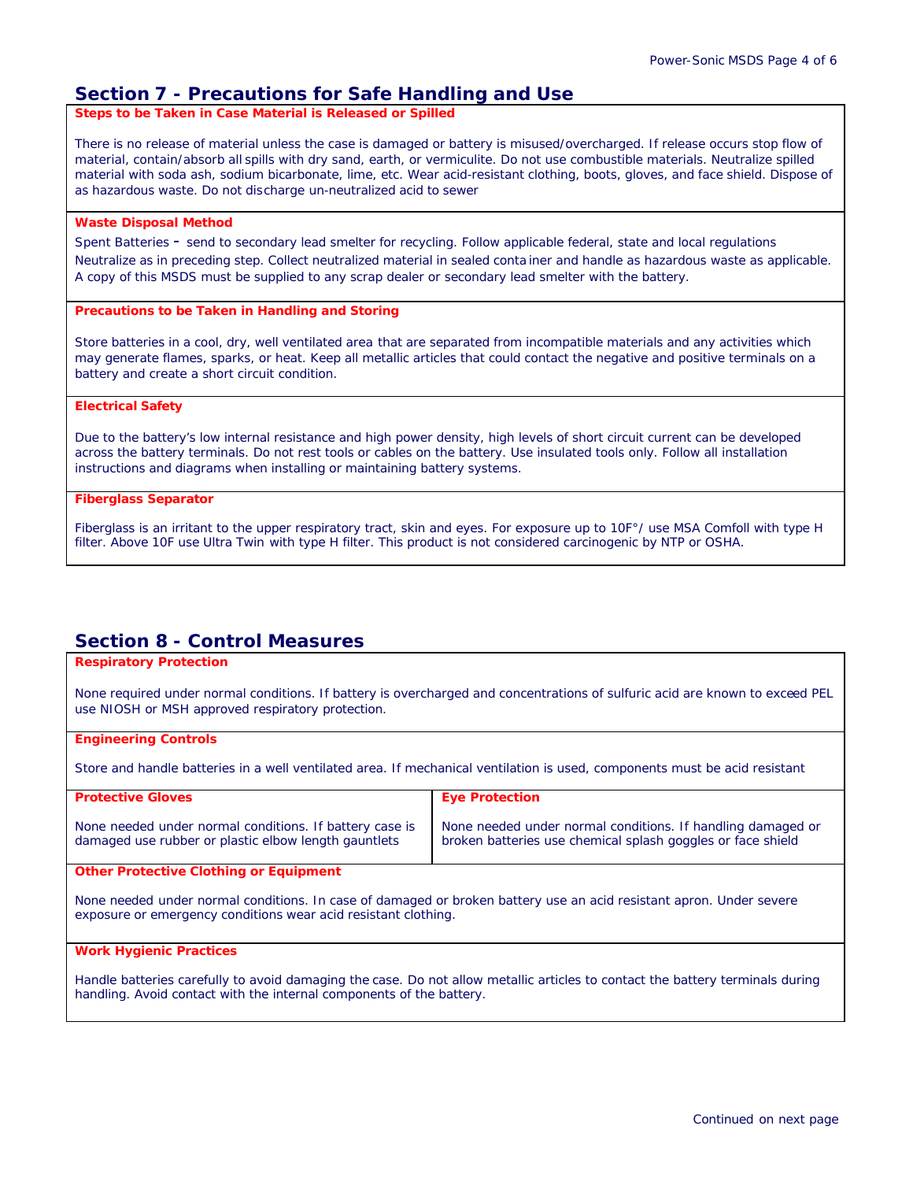## Section 7 - Precautions for Safe Handling and Use

**Steps to be Taken in Case Material is Released or Spilled**

There is no release of material unless the case is damaged or battery is misused/overcharged. If release occurs stop flow of material, contain/absorb all spills with dry sand, earth, or vermiculite. Do not use combustible materials. Neutralize spilled material with soda ash, sodium bicarbonate, lime, etc. Wear acid-resistant clothing, boots, gloves, and face shield. Dispose of as hazardous waste. Do not discharge un-neutralized acid to sewer

**Waste Disposal Method**

Spent Batteries - send to secondary lead smelter for recycling. Follow applicable federal, state and local regulations Neutralize as in preceding step. Collect neutralized material in sealed container and handle as hazardous waste as applicable. A copy of this MSDS must be supplied to any scrap dealer or secondary lead smelter with the battery.

**Precautions to be Taken in Handling and Storing**

Store batteries in a cool, dry, well ventilated area that are separated from incompatible materials and any activities which may generate flames, sparks, or heat. Keep all metallic articles that could contact the negative and positive terminals on a battery and create a short circuit condition.

**Electrical Safety**

Due to the battery's low internal resistance and high power density, high levels of short circuit current can be developed across the battery terminals. Do not rest tools or cables on the battery. Use insulated tools only. Follow all installation instructions and diagrams when installing or maintaining battery systems.

**Fiberglass Separator**

Fiberglass is an irritant to the upper respiratory tract, skin and eyes. For exposure up to 10F°/ use MSA Comfoll with type H filter. Above 10F use Ultra Twin with type H filter. This product is not considered carcinogenic by NTP or OSHA.

## Section 8 - Control Measures

**Respiratory Protection**

None required under normal conditions. If battery is overcharged and concentrations of sulfuric acid are known to exceed PEL use NIOSH or MSH approved respiratory protection.

**Engineering Controls**

Store and handle batteries in a well ventilated area. If mechanical ventilation is used, components must be acid resistant

| Protective Gloves | Eye Protection |
|---|---|
| None needed under normal conditions. If battery case is damaged use rubber or plastic elbow length gauntlets | None needed under normal conditions. If handling damaged or broken batteries use chemical splash goggles or face shield |

**Other Protective Clothing or Equipment**

None needed under normal conditions. In case of damaged or broken battery use an acid resistant apron. Under severe exposure or emergency conditions wear acid resistant clothing.

**Work Hygienic Practices**

Handle batteries carefully to avoid damaging the case. Do not allow metallic articles to contact the battery terminals during handling. Avoid contact with the internal components of the battery.

Continued on next page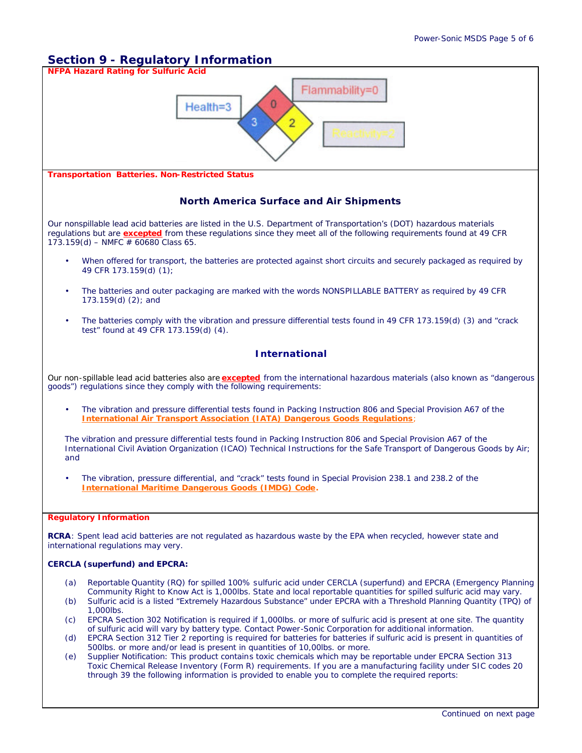## Section 9 - Regulatory Information

**NFPA Hazard Rating for Sulfuric Acid**

Health=3

Flammability=0

Reactivity=2

**Transportation Batteries. Non-Restricted Status**

### North America Surface and Air Shipments

Our nonspillable lead acid batteries are listed in the U.S. Department of Transportation's (DOT) hazardous materials regulations but are **excepted** from these regulations since they meet all of the following requirements found at 49 CFR 173.159(d) – NMFC # 60680 Class 65.

- When offered for transport, the batteries are protected against short circuits and securely packaged as required by 49 CFR 173.159(d) (1);
- The batteries and outer packaging are marked with the words NONSPILLABLE BATTERY as required by 49 CFR 173.159(d) (2); and
- The batteries comply with the vibration and pressure differential tests found in 49 CFR 173.159(d) (3) and "crack test" found at 49 CFR 173.159(d) (4).

### International

Our non-spillable lead acid batteries also are **excepted** from the international hazardous materials (also known as "dangerous goods") regulations since they comply with the following requirements:

- The vibration and pressure differential tests found in Packing Instruction 806 and Special Provision A67 of the **International Air Transport Association (IATA) Dangerous Goods Regulations**;

  The vibration and pressure differential tests found in Packing Instruction 806 and Special Provision A67 of the International Civil Aviation Organization (ICAO) Technical Instructions for the Safe Transport of Dangerous Goods by Air; and

- The vibration, pressure differential, and "crack" tests found in Special Provision 238.1 and 238.2 of the **International Maritime Dangerous Goods (IMDG) Code.**

**Regulatory Information**

**RCRA**: Spent lead acid batteries are not regulated as hazardous waste by the EPA when recycled, however state and international regulations may very.

**CERCLA (superfund) and EPCRA:**

(a) Reportable Quantity (RQ) for spilled 100% sulfuric acid under CERCLA (superfund) and EPCRA (Emergency Planning Community Right to Know Act is 1,000lbs. State and local reportable quantities for spilled sulfuric acid may vary.

(b) Sulfuric acid is a listed "Extremely Hazardous Substance" under EPCRA with a Threshold Planning Quantity (TPQ) of 1,000lbs.

(c) EPCRA Section 302 Notification is required if 1,000lbs. or more of sulfuric acid is present at one site. The quantity of sulfuric acid will vary by battery type. Contact Power-Sonic Corporation for additional information.

(d) EPCRA Section 312 Tier 2 reporting is required for batteries for batteries if sulfuric acid is present in quantities of 500lbs. or more and/or lead is present in quantities of 10,00lbs. or more.

(e) Supplier Notification: This product contains toxic chemicals which may be reportable under EPCRA Section 313 Toxic Chemical Release Inventory (Form R) requirements. If you are a manufacturing facility under SIC codes 20 through 39 the following information is provided to enable you to complete the required reports:

Continued on next page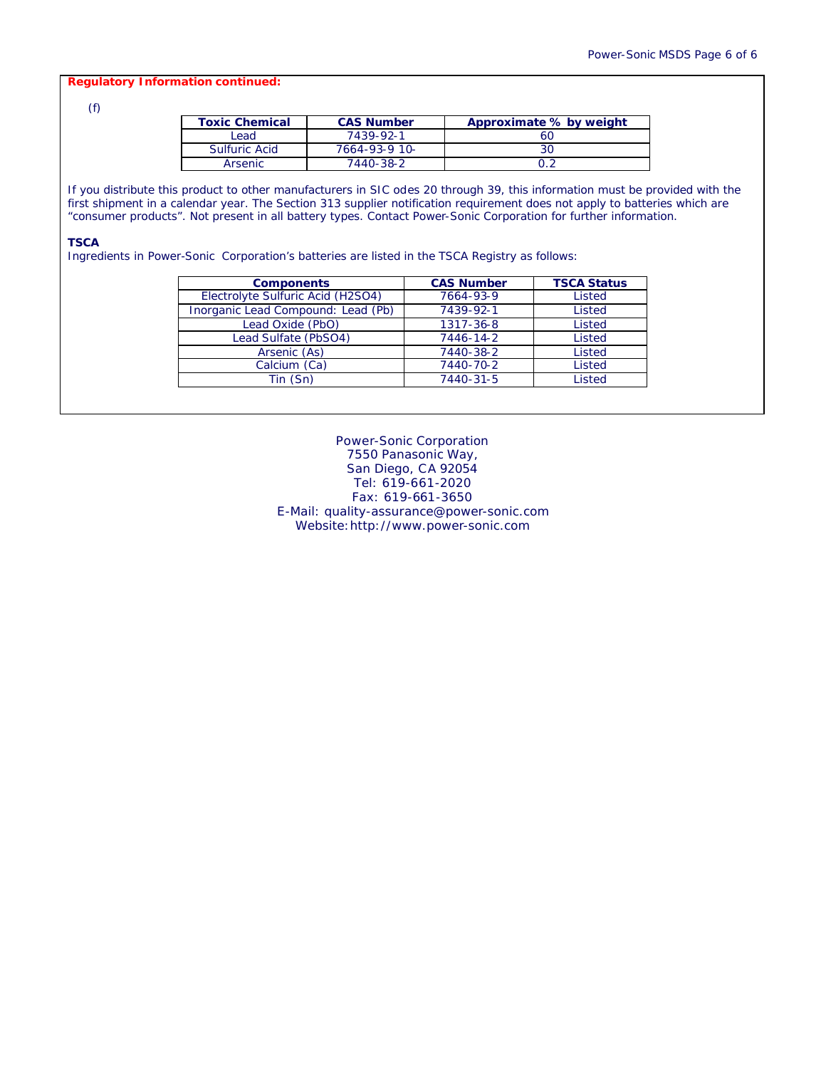**Regulatory Information continued:**

(f)

| Toxic Chemical | CAS Number | Approximate % by weight |
|---|---|---|
| Lead | 7439-92-1 | 60 |
| Sulfuric Acid | 7664-93-9 10- | 30 |
| Arsenic | 7440-38-2 | 0.2 |

If you distribute this product to other manufacturers in SIC odes 20 through 39, this information must be provided with the first shipment in a calendar year. The Section 313 supplier notification requirement does not apply to batteries which are "consumer products". Not present in all battery types. Contact Power-Sonic Corporation for further information.

**TSCA**

Ingredients in Power-Sonic Corporation's batteries are listed in the TSCA Registry as follows:

| Components | CAS Number | TSCA Status |
|---|---|---|
| Electrolyte Sulfuric Acid ($H_2SO_4$) | 7664-93-9 | Listed |
| Inorganic Lead Compound: Lead (Pb) | 7439-92-1 | Listed |
| Lead Oxide (PbO) | 1317-36-8 | Listed |
| Lead Sulfate ($PbSO_4$) | 7446-14-2 | Listed |
| Arsenic (As) | 7440-38-2 | Listed |
| Calcium (Ca) | 7440-70-2 | Listed |
| Tin (Sn) | 7440-31-5 | Listed |

Power-Sonic Corporation
7550 Panasonic Way,
San Diego, CA 92054
Tel: 619-661-2020
Fax: 619-661-3650
E-Mail: quality-assurance@power-sonic.com
Website: http://www.power-sonic.com